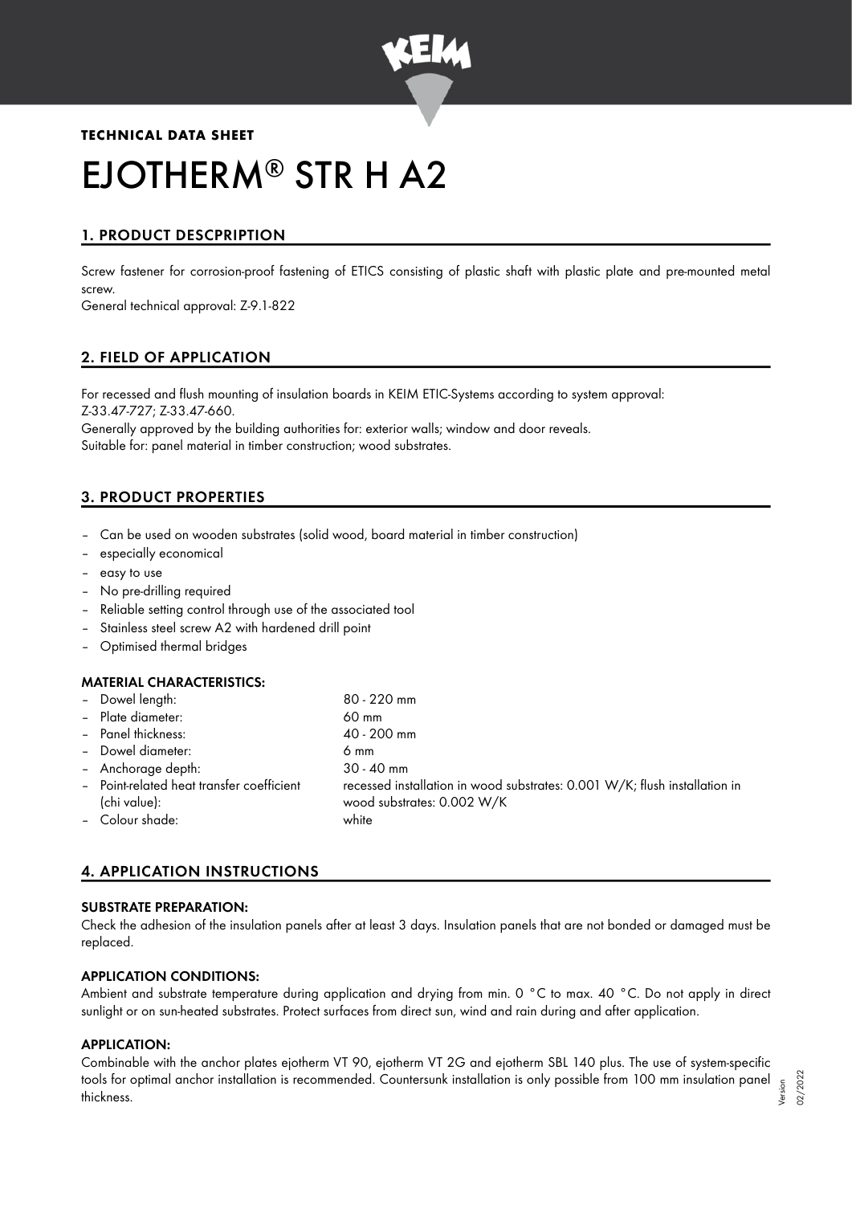**TECHNICAL DATA SHEET**

# EJOTHERM® STR H A2

## 1. PRODUCT DESCPRIPTION

Screw fastener for corrosion-proof fastening of ETICS consisting of plastic shaft with plastic plate and pre-mounted metal screw.
General technical approval: Z-9.1-822

## 2. FIELD OF APPLICATION

For recessed and flush mounting of insulation boards in KEIM ETIC-Systems according to system approval: Z-33.47-727; Z-33.47-660.
Generally approved by the building authorities for: exterior walls; window and door reveals.
Suitable for: panel material in timber construction; wood substrates.

## 3. PRODUCT PROPERTIES

- Can be used on wooden substrates (solid wood, board material in timber construction)
- especially economical
- easy to use
- No pre-drilling required
- Reliable setting control through use of the associated tool
- Stainless steel screw A2 with hardened drill point
- Optimised thermal bridges

### MATERIAL CHARACTERISTICS:

| | |
|---|---|
| – Dowel length: | 80 - 220 mm |
| – Plate diameter: | 60 mm |
| – Panel thickness: | 40 - 200 mm |
| – Dowel diameter: | 6 mm |
| – Anchorage depth: | 30 - 40 mm |
| – Point-related heat transfer coefficient (chi value): | recessed installation in wood substrates: 0.001 W/K; flush installation in wood substrates: 0.002 W/K |
| – Colour shade: | white |

## 4. APPLICATION INSTRUCTIONS

### SUBSTRATE PREPARATION:

Check the adhesion of the insulation panels after at least 3 days. Insulation panels that are not bonded or damaged must be replaced.

### APPLICATION CONDITIONS:

Ambient and substrate temperature during application and drying from min. 0 °C to max. 40 °C. Do not apply in direct sunlight or on sun-heated substrates. Protect surfaces from direct sun, wind and rain during and after application.

### APPLICATION:

Combinable with the anchor plates ejotherm VT 90, ejotherm VT 2G and ejotherm SBL 140 plus. The use of system-specific tools for optimal anchor installation is recommended. Countersunk installation is only possible from 100 mm insulation panel thickness.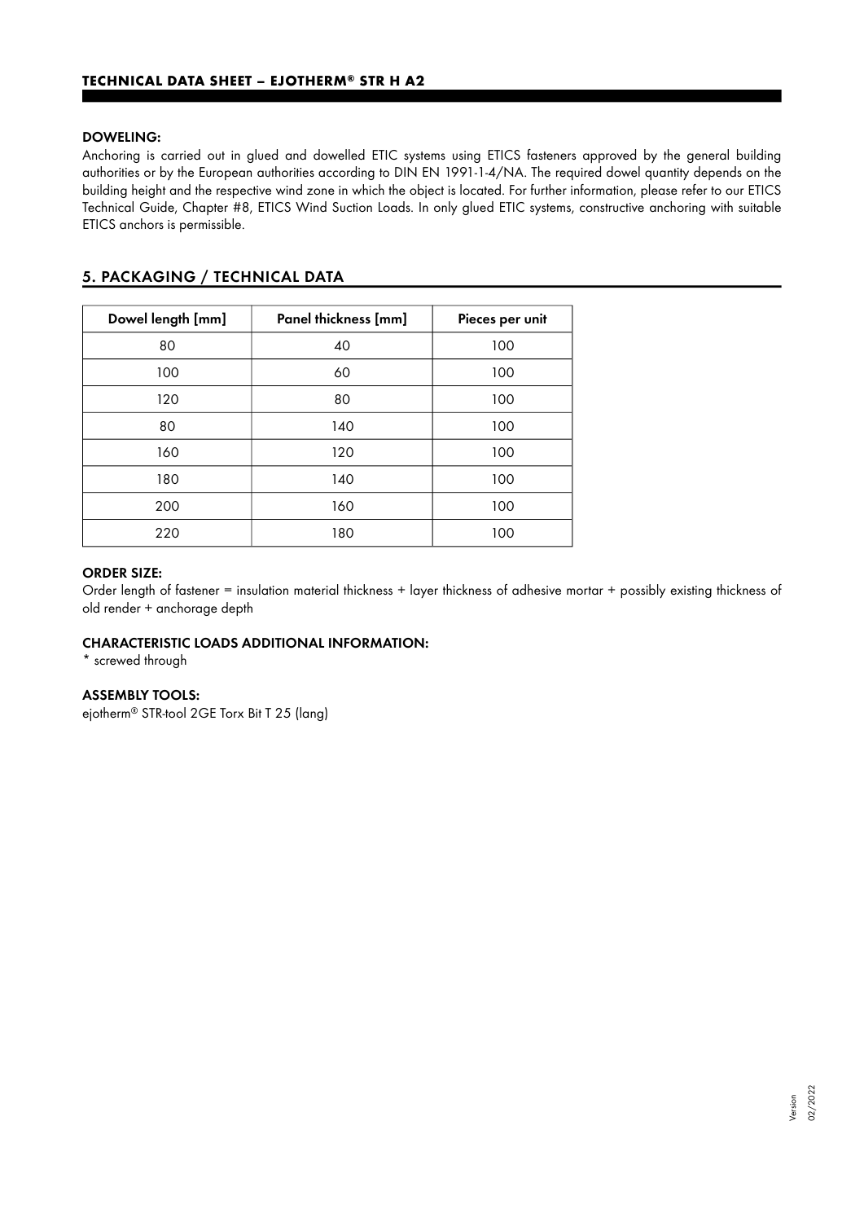## DOWELING:

Anchoring is carried out in glued and dowelled ETIC systems using ETICS fasteners approved by the general building authorities or by the European authorities according to DIN EN 1991-1-4/NA. The required dowel quantity depends on the building height and the respective wind zone in which the object is located. For further information, please refer to our ETICS Technical Guide, Chapter #8, ETICS Wind Suction Loads. In only glued ETIC systems, constructive anchoring with suitable ETICS anchors is permissible.

## 5. PACKAGING / TECHNICAL DATA

| Dowel length [mm] | Panel thickness [mm] | Pieces per unit |
|---|---|---|
| 80 | 40 | 100 |
| 100 | 60 | 100 |
| 120 | 80 | 100 |
| 80 | 140 | 100 |
| 160 | 120 | 100 |
| 180 | 140 | 100 |
| 200 | 160 | 100 |
| 220 | 180 | 100 |

### ORDER SIZE:

Order length of fastener = insulation material thickness + layer thickness of adhesive mortar + possibly existing thickness of old render + anchorage depth

### CHARACTERISTIC LOADS ADDITIONAL INFORMATION:

* screwed through

### ASSEMBLY TOOLS:

ejotherm® STR-tool 2GE Torx Bit T 25 (lang)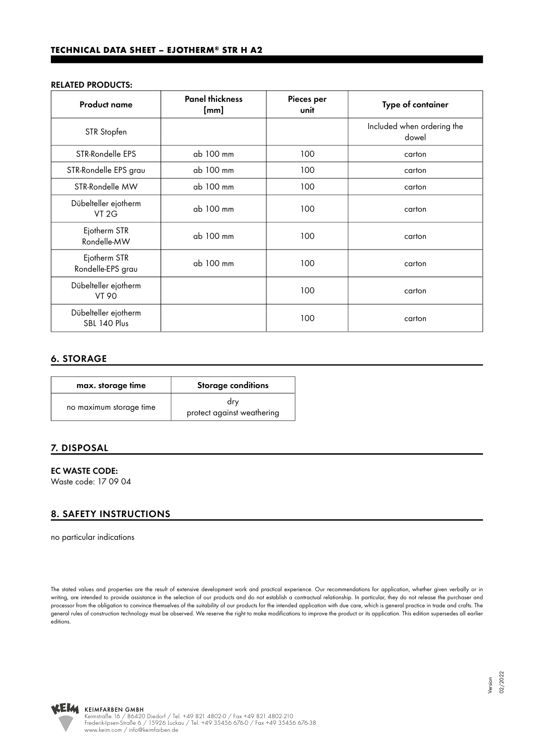**RELATED PRODUCTS:**

| Product name | Panel thickness [mm] | Pieces per unit | Type of container |
|---|---|---|---|
| STR Stopfen | | | Included when ordering the dowel |
| STR-Rondelle EPS | ab 100 mm | 100 | carton |
| STR-Rondelle EPS grau | ab 100 mm | 100 | carton |
| STR-Rondelle MW | ab 100 mm | 100 | carton |
| Dübelteller ejotherm VT 2G | ab 100 mm | 100 | carton |
| Ejotherm STR Rondelle-MW | ab 100 mm | 100 | carton |
| Ejotherm STR Rondelle-EPS grau | ab 100 mm | 100 | carton |
| Dübelteller ejotherm VT 90 | | 100 | carton |
| Dübelteller ejotherm SBL 140 Plus | | 100 | carton |

## 6. STORAGE

| max. storage time | Storage conditions |
|---|---|
| no maximum storage time | dry<br>protect against weathering |

## 7. DISPOSAL

**EC WASTE CODE:**
Waste code: 17 09 04

## 8. SAFETY INSTRUCTIONS

no particular indications

The stated values and properties are the result of extensive development work and practical experience. Our recommendations for application, whether given verbally or in writing, are intended to provide assistance in the selection of our products and do not establish a contractual relationship. In particular, they do not release the purchaser and processor from the obligation to convince themselves of the suitability of our products for the intended application with due care, which is general practice in trade and crafts. The general rules of construction technology must be observed. We reserve the right to make modifications to improve the product or its application. This edition supersedes all earlier editions.

KEIMFARBEN GMBH
Keimstraße 16 / 86420 Diedorf / Tel. +49 821 4802-0 / Fax +49 821 4802-210
Frederik-Ipsen-Straße 6 / 15926 Luckau / Tel. +49 35456 676-0 / Fax +49 35456 676-38
www.keim.com / info@keimfarben.de

Version 02/2022